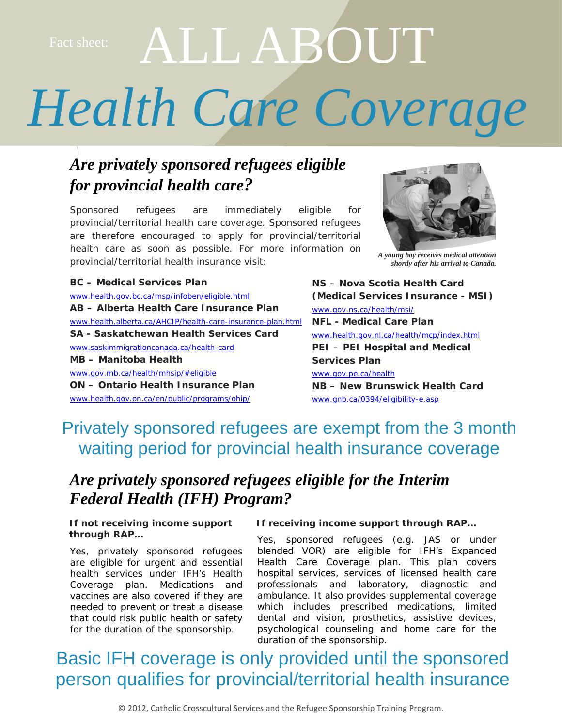Fact sheet:

# ALL ABOUT *Health Care Coverage*

## *Are privately sponsored refugees eligible for provincial health care?*

Sponsored refugees are immediately eligible for provincial/territorial health care coverage. Sponsored refugees are therefore encouraged to apply for provincial/territorial health care as soon as possible. For more information on provincial/territorial health insurance visit:

*A young boy receives medical attention shortly after his arrival to Canada.*

**BC – Medical Services Plan**
www.health.gov.bc.ca/msp/infoben/eligible.html

**AB – Alberta Health Care Insurance Plan**
www.health.alberta.ca/AHCIP/health-care-insurance-plan.html

**SA - Saskatchewan Health Services Card**
www.saskimmigrationcanada.ca/health-card

**MB – Manitoba Health**
www.gov.mb.ca/health/mhsip/#eligible

**ON – Ontario Health Insurance Plan**
www.health.gov.on.ca/en/public/programs/ohip/

**NS – Nova Scotia Health Card (Medical Services Insurance - MSI)**
www.gov.ns.ca/health/msi/

**NFL - Medical Care Plan**
www.health.gov.nl.ca/health/mcp/index.html

**PEI – PEI Hospital and Medical Services Plan**
www.gov.pe.ca/health

**NB – New Brunswick Health Card**
www.gnb.ca/0394/eligibility-e.asp

### Privately sponsored refugees are exempt from the 3 month waiting period for provincial health insurance coverage

## *Are privately sponsored refugees eligible for the Interim Federal Health (IFH) Program?*

**If not receiving income support through RAP…**

Yes, privately sponsored refugees are eligible for urgent and essential health services under IFH's Health Coverage plan. Medications and vaccines are also covered if they are needed to prevent or treat a disease that could risk public health or safety for the duration of the sponsorship.

**If receiving income support through RAP…**

Yes, sponsored refugees (e.g. JAS or under blended VOR) are eligible for IFH's Expanded Health Care Coverage plan. This plan covers hospital services, services of licensed health care professionals and laboratory, diagnostic and ambulance. It also provides supplemental coverage which includes prescribed medications, limited dental and vision, prosthetics, assistive devices, psychological counseling and home care for the duration of the sponsorship.

### Basic IFH coverage is only provided until the sponsored person qualifies for provincial/territorial health insurance

© 2012, Catholic Crosscultural Services and the Refugee Sponsorship Training Program.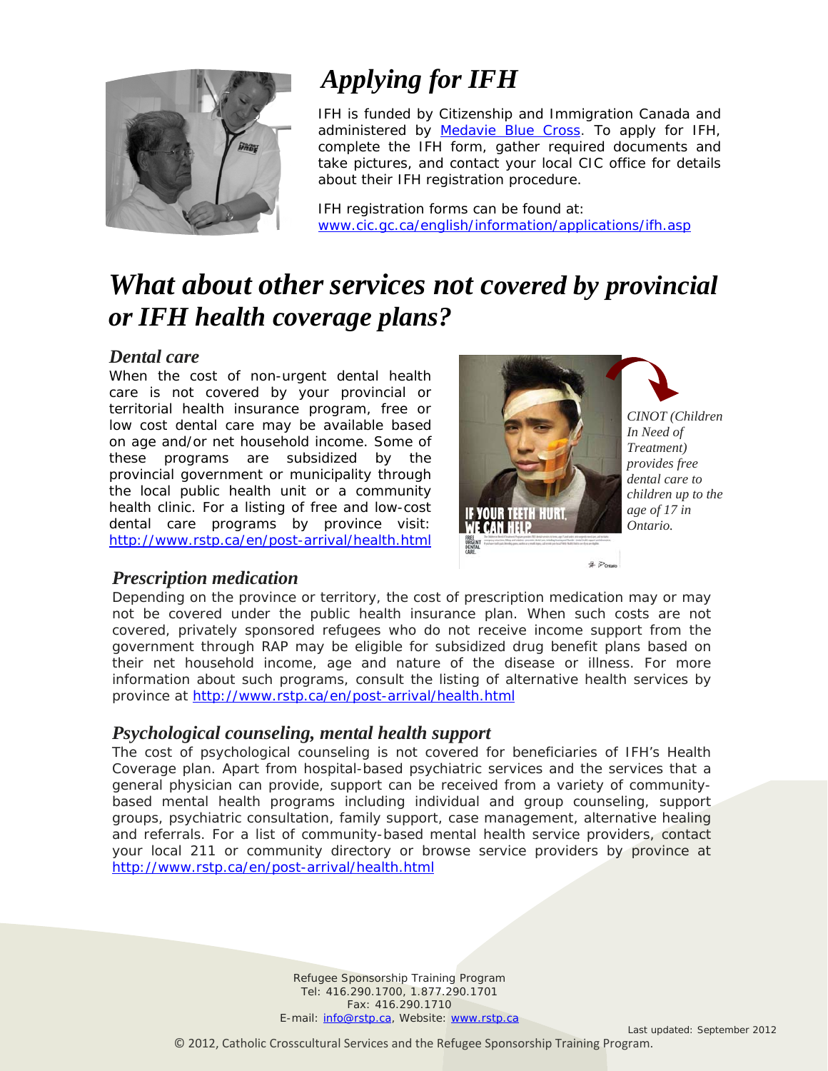## Applying for IFH

IFH is funded by Citizenship and Immigration Canada and administered by [Medavie Blue Cross](). To apply for IFH, complete the IFH form, gather required documents and take pictures, and contact your local CIC office for details about their IFH registration procedure.

IFH registration forms can be found at: www.cic.gc.ca/english/information/applications/ifh.asp

# What about other services not covered by provincial or IFH health coverage plans?

### Dental care

When the cost of non-urgent dental health care is not covered by your provincial or territorial health insurance program, free or low cost dental care may be available based on age and/or net household income. Some of these programs are subsidized by the provincial government or municipality through the local public health unit or a community health clinic. For a listing of free and low-cost dental care programs by province visit: http://www.rstp.ca/en/post-arrival/health.html

*CINOT (Children In Need of Treatment) provides free dental care to children up to the age of 17 in Ontario.*

### Prescription medication

Depending on the province or territory, the cost of prescription medication may or may not be covered under the public health insurance plan. When such costs are not covered, privately sponsored refugees who do not receive income support from the government through RAP may be eligible for subsidized drug benefit plans based on their net household income, age and nature of the disease or illness. For more information about such programs, consult the listing of alternative health services by province at http://www.rstp.ca/en/post-arrival/health.html

### Psychological counseling, mental health support

The cost of psychological counseling is not covered for beneficiaries of IFH's Health Coverage plan. Apart from hospital-based psychiatric services and the services that a general physician can provide, support can be received from a variety of community-based mental health programs including individual and group counseling, support groups, psychiatric consultation, family support, case management, alternative healing and referrals. For a list of community-based mental health service providers, contact your local 211 or community directory or browse service providers by province at http://www.rstp.ca/en/post-arrival/health.html

Refugee Sponsorship Training Program
Tel: 416.290.1700, 1.877.290.1701
Fax: 416.290.1710
E-mail: info@rstp.ca, Website: www.rstp.ca

Last updated: September 2012

© 2012, Catholic Crosscultural Services and the Refugee Sponsorship Training Program.